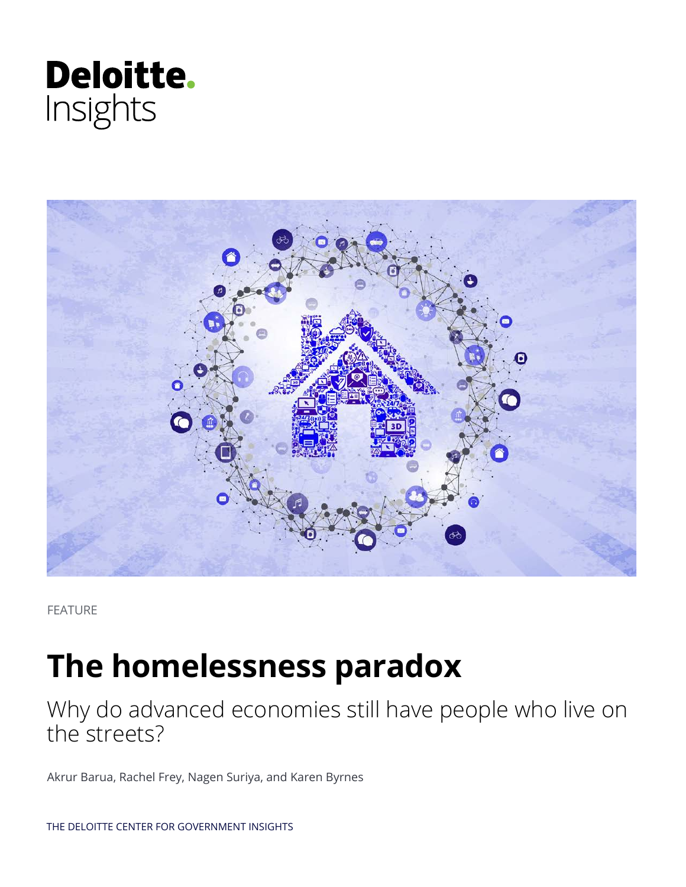Deloitte.
Insights

FEATURE

# The homelessness paradox

## Why do advanced economies still have people who live on the streets?

Akrur Barua, Rachel Frey, Nagen Suriya, and Karen Byrnes

THE DELOITTE CENTER FOR GOVERNMENT INSIGHTS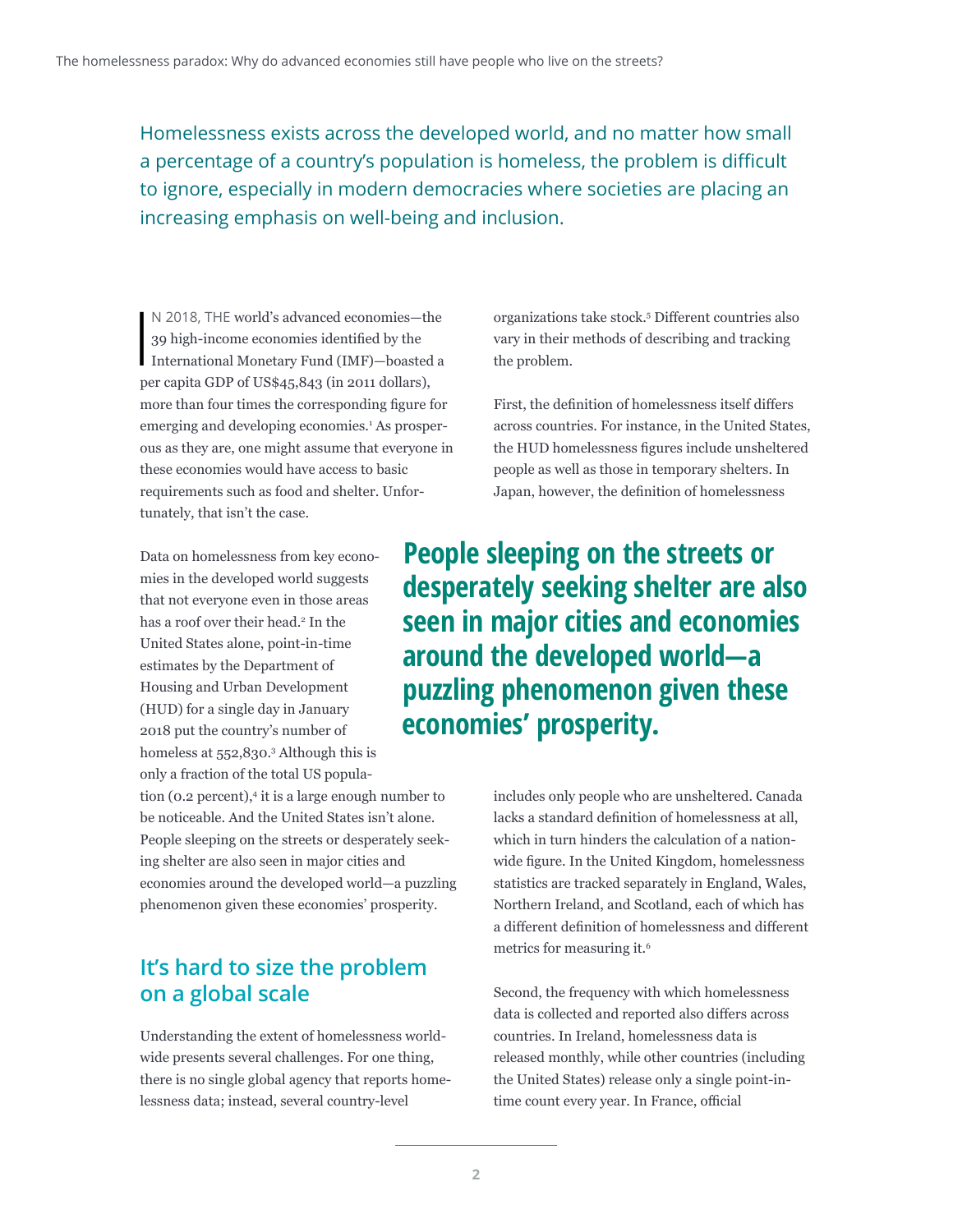Homelessness exists across the developed world, and no matter how small a percentage of a country's population is homeless, the problem is difficult to ignore, especially in modern democracies where societies are placing an increasing emphasis on well-being and inclusion.

IN 2018, THE world's advanced economies—the 39 high-income economies identified by the International Monetary Fund (IMF)—boasted a per capita GDP of US$45,843 (in 2011 dollars), more than four times the corresponding figure for emerging and developing economies.[1] As prosperous as they are, one might assume that everyone in these economies would have access to basic requirements such as food and shelter. Unfortunately, that isn't the case.

Data on homelessness from key economies in the developed world suggests that not everyone even in those areas has a roof over their head.[2] In the United States alone, point-in-time estimates by the Department of Housing and Urban Development (HUD) for a single day in January 2018 put the country's number of homeless at 552,830.[3] Although this is only a fraction of the total US population (0.2 percent),[4] it is a large enough number to be noticeable. And the United States isn't alone. People sleeping on the streets or desperately seeking shelter are also seen in major cities and economies around the developed world—a puzzling phenomenon given these economies' prosperity.

**People sleeping on the streets or desperately seeking shelter are also seen in major cities and economies around the developed world—a puzzling phenomenon given these economies' prosperity.**

## It's hard to size the problem on a global scale

Understanding the extent of homelessness worldwide presents several challenges. For one thing, there is no single global agency that reports homelessness data; instead, several country-level organizations take stock.[5] Different countries also vary in their methods of describing and tracking the problem.

First, the definition of homelessness itself differs across countries. For instance, in the United States, the HUD homelessness figures include unsheltered people as well as those in temporary shelters. In Japan, however, the definition of homelessness includes only people who are unsheltered. Canada lacks a standard definition of homelessness at all, which in turn hinders the calculation of a nationwide figure. In the United Kingdom, homelessness statistics are tracked separately in England, Wales, Northern Ireland, and Scotland, each of which has a different definition of homelessness and different metrics for measuring it.[6]

Second, the frequency with which homelessness data is collected and reported also differs across countries. In Ireland, homelessness data is released monthly, while other countries (including the United States) release only a single point-in-time count every year. In France, official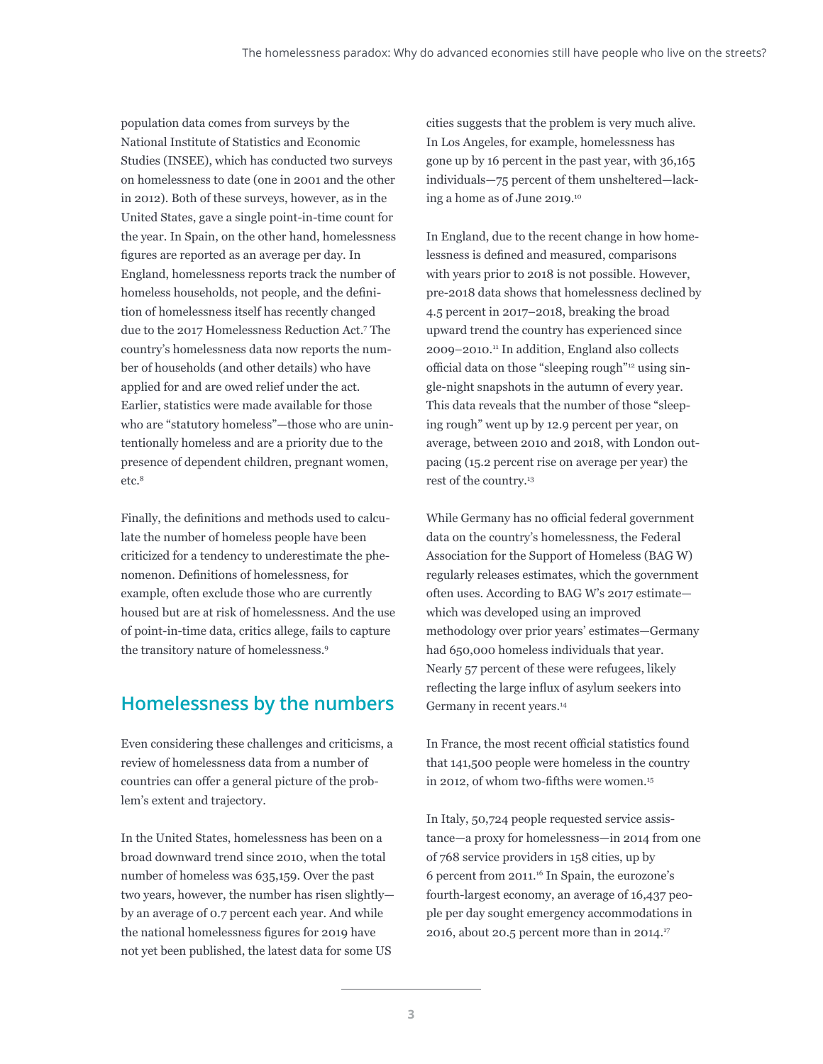population data comes from surveys by the National Institute of Statistics and Economic Studies (INSEE), which has conducted two surveys on homelessness to date (one in 2001 and the other in 2012). Both of these surveys, however, as in the United States, gave a single point-in-time count for the year. In Spain, on the other hand, homelessness figures are reported as an average per day. In England, homelessness reports track the number of homeless households, not people, and the definition of homelessness itself has recently changed due to the 2017 Homelessness Reduction Act.[7] The country's homelessness data now reports the number of households (and other details) who have applied for and are owed relief under the act. Earlier, statistics were made available for those who are "statutory homeless"—those who are unintentionally homeless and are a priority due to the presence of dependent children, pregnant women, etc.[8]

Finally, the definitions and methods used to calculate the number of homeless people have been criticized for a tendency to underestimate the phenomenon. Definitions of homelessness, for example, often exclude those who are currently housed but are at risk of homelessness. And the use of point-in-time data, critics allege, fails to capture the transitory nature of homelessness.[9]

## Homelessness by the numbers

Even considering these challenges and criticisms, a review of homelessness data from a number of countries can offer a general picture of the problem's extent and trajectory.

In the United States, homelessness has been on a broad downward trend since 2010, when the total number of homeless was 635,159. Over the past two years, however, the number has risen slightly—by an average of 0.7 percent each year. And while the national homelessness figures for 2019 have not yet been published, the latest data for some US cities suggests that the problem is very much alive. In Los Angeles, for example, homelessness has gone up by 16 percent in the past year, with 36,165 individuals—75 percent of them unsheltered—lacking a home as of June 2019.[10]

In England, due to the recent change in how homelessness is defined and measured, comparisons with years prior to 2018 is not possible. However, pre-2018 data shows that homelessness declined by 4.5 percent in 2017–2018, breaking the broad upward trend the country has experienced since 2009–2010.[11] In addition, England also collects official data on those "sleeping rough"[12] using single-night snapshots in the autumn of every year. This data reveals that the number of those "sleeping rough" went up by 12.9 percent per year, on average, between 2010 and 2018, with London outpacing (15.2 percent rise on average per year) the rest of the country.[13]

While Germany has no official federal government data on the country's homelessness, the Federal Association for the Support of Homeless (BAG W) regularly releases estimates, which the government often uses. According to BAG W's 2017 estimate—which was developed using an improved methodology over prior years' estimates—Germany had 650,000 homeless individuals that year. Nearly 57 percent of these were refugees, likely reflecting the large influx of asylum seekers into Germany in recent years.[14]

In France, the most recent official statistics found that 141,500 people were homeless in the country in 2012, of whom two-fifths were women.[15]

In Italy, 50,724 people requested service assistance—a proxy for homelessness—in 2014 from one of 768 service providers in 158 cities, up by 6 percent from 2011.[16] In Spain, the eurozone's fourth-largest economy, an average of 16,437 people per day sought emergency accommodations in 2016, about 20.5 percent more than in 2014.[17]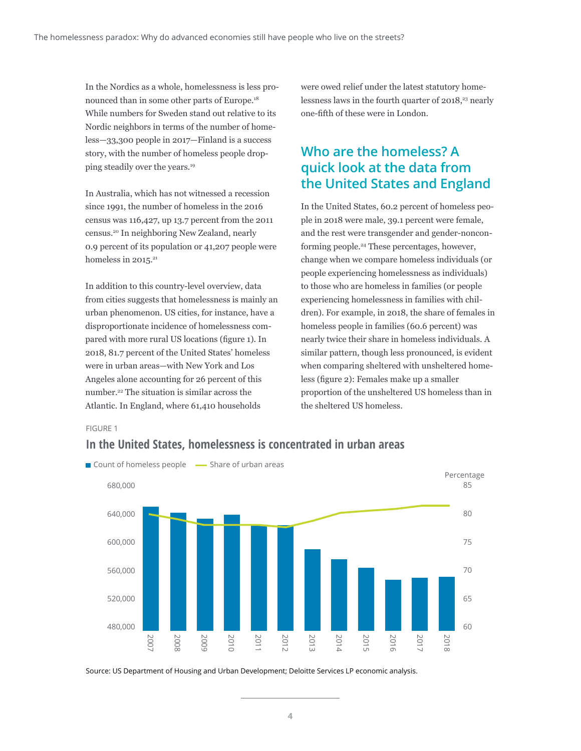In the Nordics as a whole, homelessness is less pronounced than in some other parts of Europe.[18] While numbers for Sweden stand out relative to its Nordic neighbors in terms of the number of homeless—33,300 people in 2017—Finland is a success story, with the number of homeless people dropping steadily over the years.[19]

In Australia, which has not witnessed a recession since 1991, the number of homeless in the 2016 census was 116,427, up 13.7 percent from the 2011 census.[20] In neighboring New Zealand, nearly 0.9 percent of its population or 41,207 people were homeless in 2015.[21]

In addition to this country-level overview, data from cities suggests that homelessness is mainly an urban phenomenon. US cities, for instance, have a disproportionate incidence of homelessness compared with more rural US locations (figure 1). In 2018, 81.7 percent of the United States' homeless were in urban areas—with New York and Los Angeles alone accounting for 26 percent of this number.[22] The situation is similar across the Atlantic. In England, where 61,410 households were owed relief under the latest statutory homelessness laws in the fourth quarter of 2018,[23] nearly one-fifth of these were in London.

## Who are the homeless? A quick look at the data from the United States and England

In the United States, 60.2 percent of homeless people in 2018 were male, 39.1 percent were female, and the rest were transgender and gender-nonconforming people.[24] These percentages, however, change when we compare homeless individuals (or people experiencing homelessness as individuals) to those who are homeless in families (or people experiencing homelessness in families with children). For example, in 2018, the share of females in homeless people in families (60.6 percent) was nearly twice their share in homeless individuals. A similar pattern, though less pronounced, is evident when comparing sheltered with unsheltered homeless (figure 2): Females make up a smaller proportion of the unsheltered US homeless than in the sheltered US homeless.

FIGURE 1

**In the United States, homelessness is concentrated in urban areas**

Legend: Count of homeless people (bars, left axis: 480,000–680,000); Share of urban areas (line, right axis: Percentage, 60–85)

Years: 2007, 2008, 2009, 2010, 2011, 2012, 2013, 2014, 2015, 2016, 2017, 2018

Source: US Department of Housing and Urban Development; Deloitte Services LP economic analysis.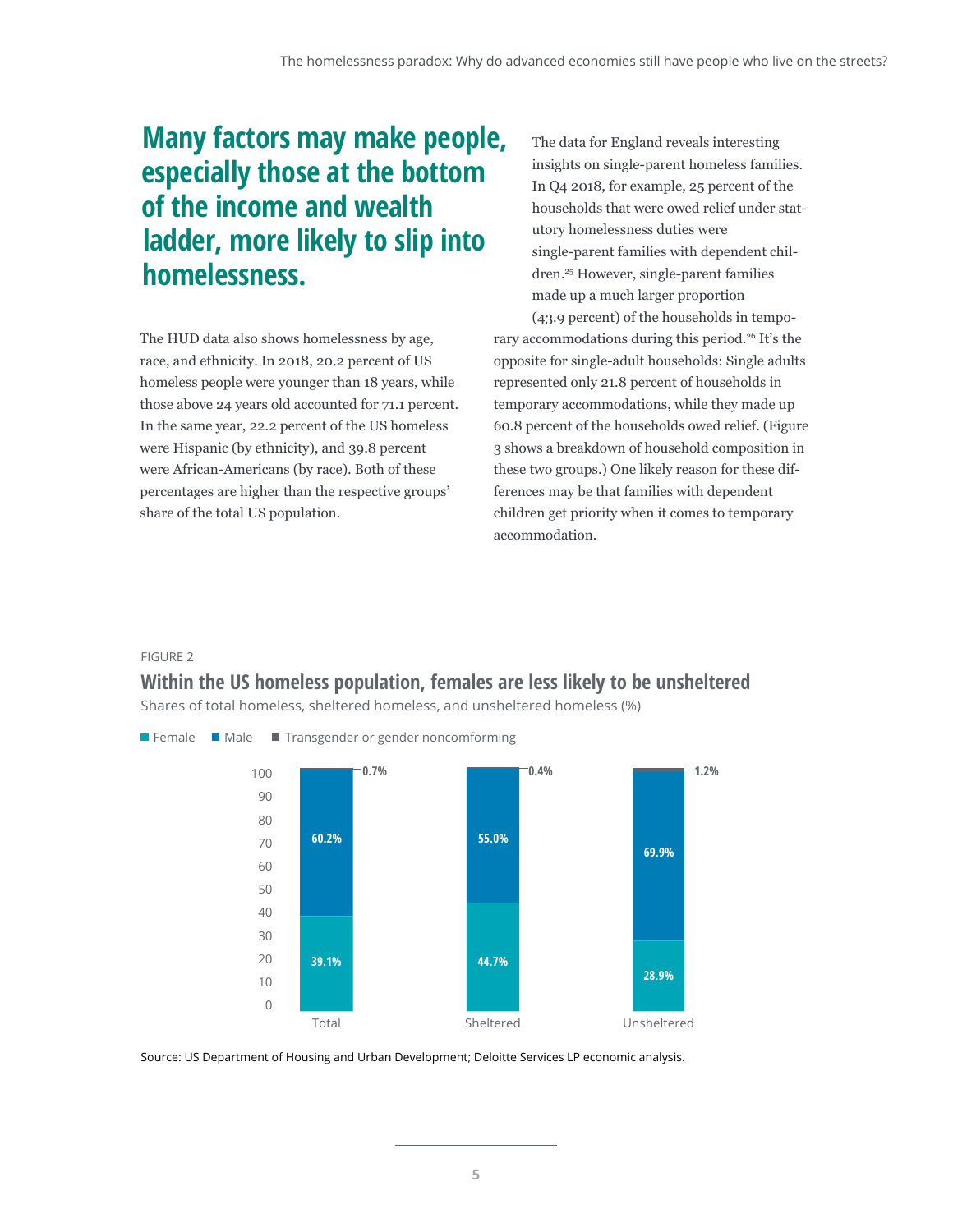## Many factors may make people, especially those at the bottom of the income and wealth ladder, more likely to slip into homelessness.

The HUD data also shows homelessness by age, race, and ethnicity. In 2018, 20.2 percent of US homeless people were younger than 18 years, while those above 24 years old accounted for 71.1 percent. In the same year, 22.2 percent of the US homeless were Hispanic (by ethnicity), and 39.8 percent were African-Americans (by race). Both of these percentages are higher than the respective groups' share of the total US population.

The data for England reveals interesting insights on single-parent homeless families. In Q4 2018, for example, 25 percent of the households that were owed relief under statutory homelessness duties were single-parent families with dependent children.[25] However, single-parent families made up a much larger proportion (43.9 percent) of the households in temporary accommodations during this period.[26] It's the opposite for single-adult households: Single adults represented only 21.8 percent of households in temporary accommodations, while they made up 60.8 percent of the households owed relief. (Figure 3 shows a breakdown of household composition in these two groups.) One likely reason for these differences may be that families with dependent children get priority when it comes to temporary accommodation.

FIGURE 2

### Within the US homeless population, females are less likely to be unsheltered

Shares of total homeless, sheltered homeless, and unsheltered homeless (%)

| | Female | Male | Transgender or gender noncomforming |
|---|---|---|---|
| Total | 39.1% | 60.2% | 0.7% |
| Sheltered | 44.7% | 55.0% | 0.4% |
| Unsheltered | 28.9% | 69.9% | 1.2% |

Source: US Department of Housing and Urban Development; Deloitte Services LP economic analysis.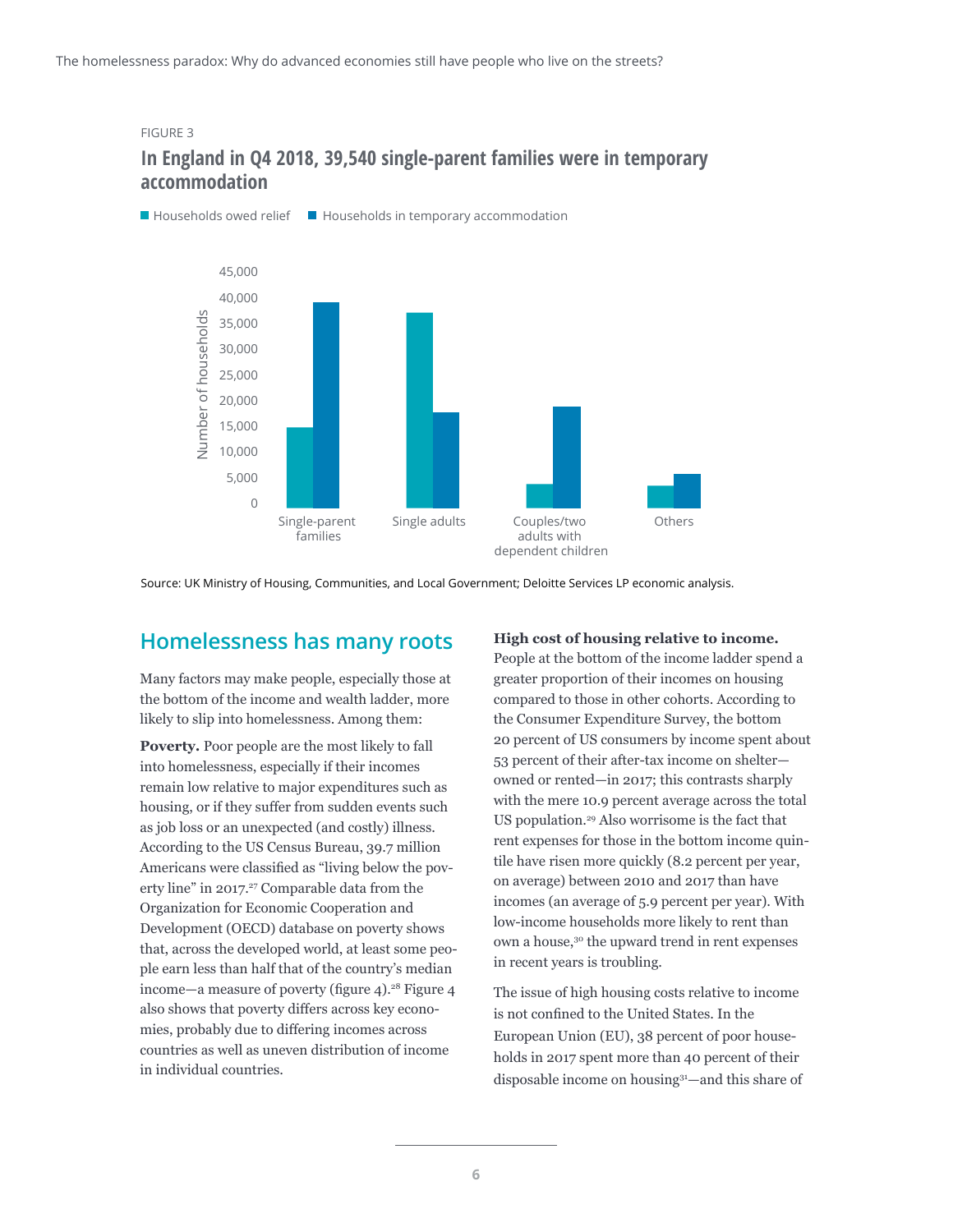FIGURE 3

**In England in Q4 2018, 39,540 single-parent families were in temporary accommodation**

Households owed relief | Households in temporary accommodation

Number of households: 0; 5,000; 10,000; 15,000; 20,000; 25,000; 30,000; 35,000; 40,000; 45,000

Single-parent families | Single adults | Couples/two adults with dependent children | Others

Source: UK Ministry of Housing, Communities, and Local Government; Deloitte Services LP economic analysis.

## Homelessness has many roots

Many factors may make people, especially those at the bottom of the income and wealth ladder, more likely to slip into homelessness. Among them:

**Poverty.** Poor people are the most likely to fall into homelessness, especially if their incomes remain low relative to major expenditures such as housing, or if they suffer from sudden events such as job loss or an unexpected (and costly) illness. According to the US Census Bureau, 39.7 million Americans were classified as "living below the poverty line" in 2017.[27] Comparable data from the Organization for Economic Cooperation and Development (OECD) database on poverty shows that, across the developed world, at least some people earn less than half that of the country's median income—a measure of poverty (figure 4).[28] Figure 4 also shows that poverty differs across key economies, probably due to differing incomes across countries as well as uneven distribution of income in individual countries.

**High cost of housing relative to income.** People at the bottom of the income ladder spend a greater proportion of their incomes on housing compared to those in other cohorts. According to the Consumer Expenditure Survey, the bottom 20 percent of US consumers by income spent about 53 percent of their after-tax income on shelter—owned or rented—in 2017; this contrasts sharply with the mere 10.9 percent average across the total US population.[29] Also worrisome is the fact that rent expenses for those in the bottom income quintile have risen more quickly (8.2 percent per year, on average) between 2010 and 2017 than have incomes (an average of 5.9 percent per year). With low-income households more likely to rent than own a house,[30] the upward trend in rent expenses in recent years is troubling.

The issue of high housing costs relative to income is not confined to the United States. In the European Union (EU), 38 percent of poor households in 2017 spent more than 40 percent of their disposable income on housing[31]—and this share of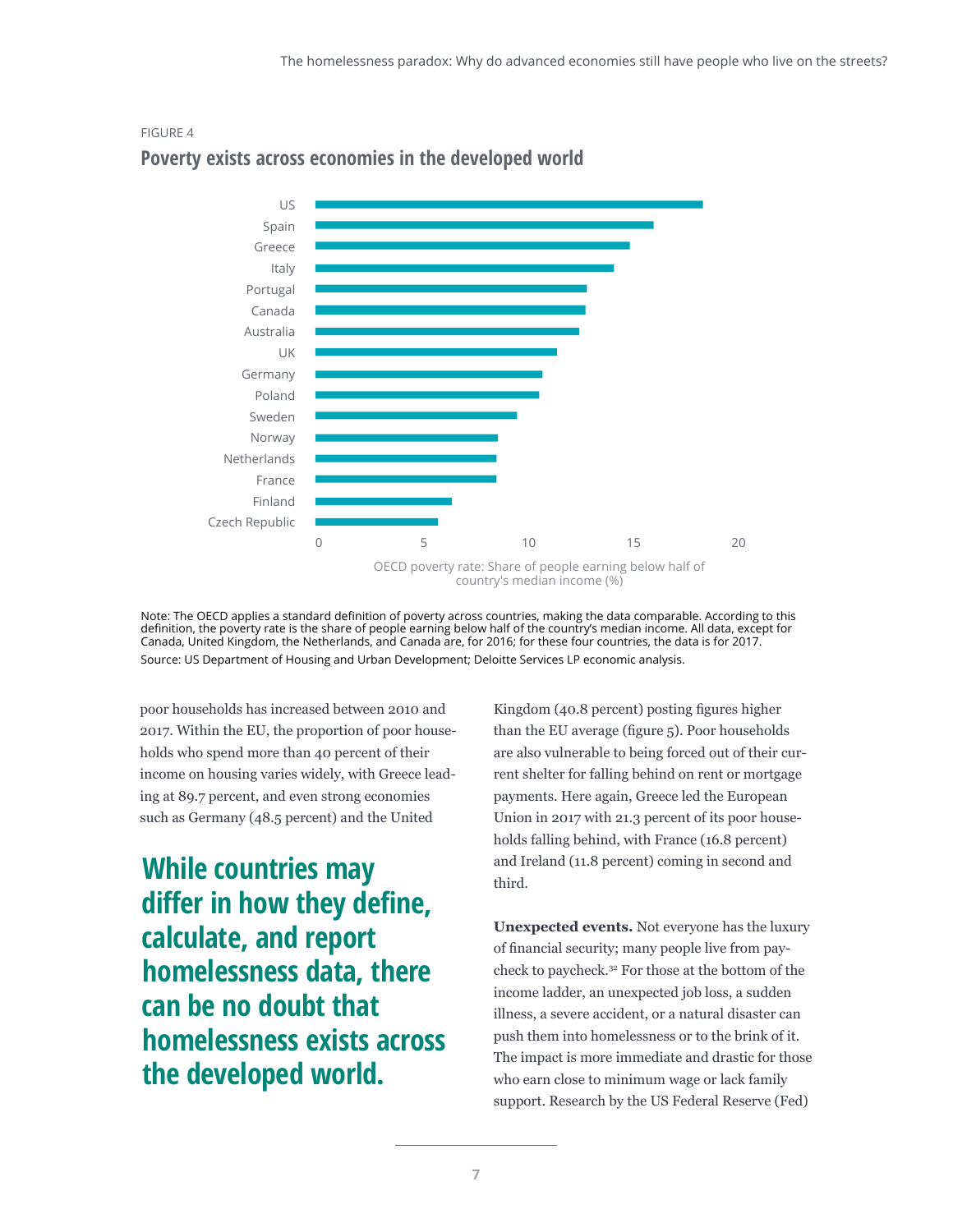FIGURE 4

## Poverty exists across economies in the developed world

| Country | OECD poverty rate: Share of people earning below half of country's median income (%) |
|---|---|
| US | |
| Spain | |
| Greece | |
| Italy | |
| Portugal | |
| Canada | |
| Australia | |
| UK | |
| Germany | |
| Poland | |
| Sweden | |
| Norway | |
| Netherlands | |
| France | |
| Finland | |
| Czech Republic | |

0 5 10 15 20

OECD poverty rate: Share of people earning below half of country's median income (%)

Note: The OECD applies a standard definition of poverty across countries, making the data comparable. According to this definition, the poverty rate is the share of people earning below half of the country's median income. All data, except for Canada, United Kingdom, the Netherlands, and Canada are, for 2016; for these four countries, the data is for 2017.

Source: US Department of Housing and Urban Development; Deloitte Services LP economic analysis.

poor households has increased between 2010 and 2017. Within the EU, the proportion of poor households who spend more than 40 percent of their income on housing varies widely, with Greece leading at 89.7 percent, and even strong economies such as Germany (48.5 percent) and the United Kingdom (40.8 percent) posting figures higher than the EU average (figure 5). Poor households are also vulnerable to being forced out of their current shelter for falling behind on rent or mortgage payments. Here again, Greece led the European Union in 2017 with 21.3 percent of its poor households falling behind, with France (16.8 percent) and Ireland (11.8 percent) coming in second and third.

> **While countries may differ in how they define, calculate, and report homelessness data, there can be no doubt that homelessness exists across the developed world.**

**Unexpected events.** Not everyone has the luxury of financial security; many people live from paycheck to paycheck.[32] For those at the bottom of the income ladder, an unexpected job loss, a sudden illness, a severe accident, or a natural disaster can push them into homelessness or to the brink of it. The impact is more immediate and drastic for those who earn close to minimum wage or lack family support. Research by the US Federal Reserve (Fed)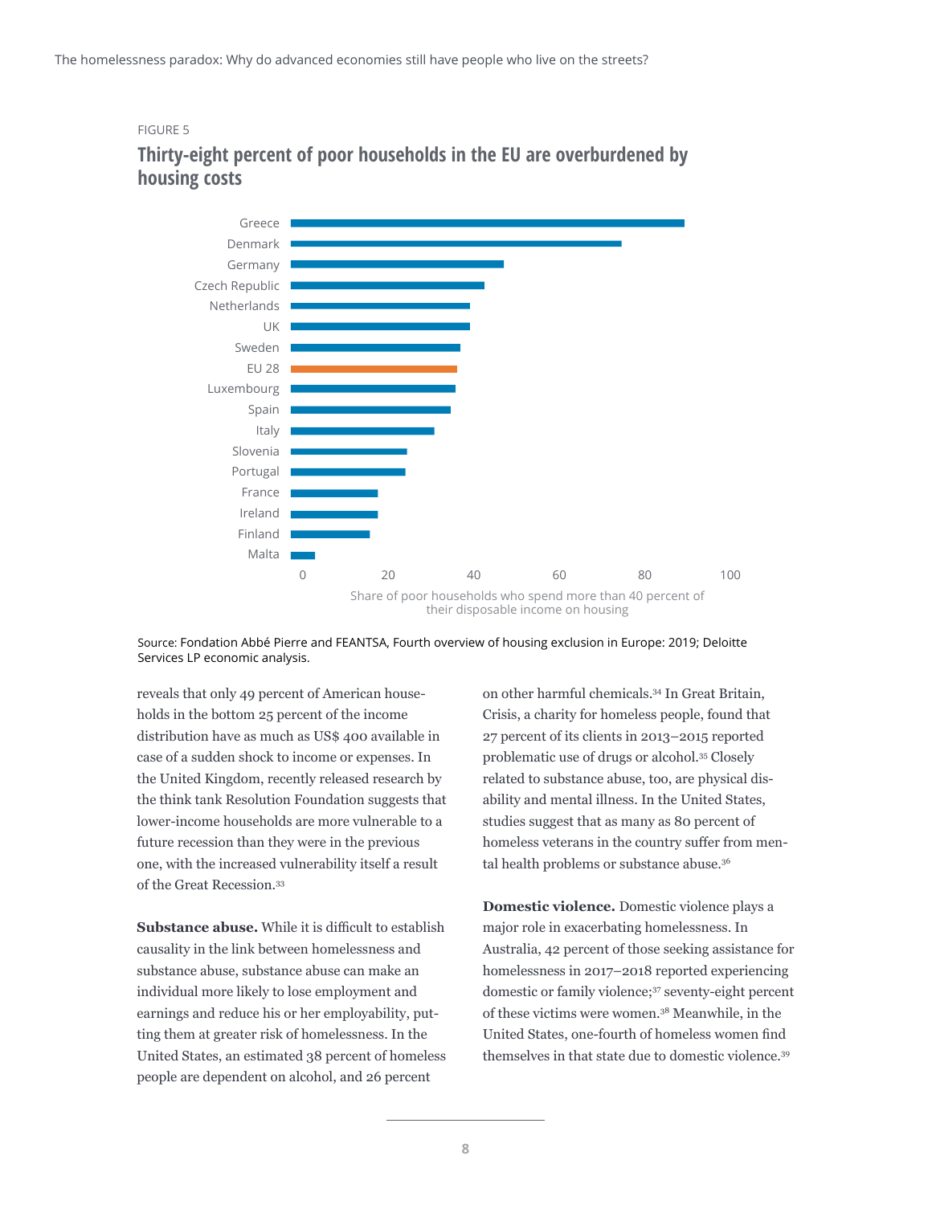FIGURE 5

## Thirty-eight percent of poor households in the EU are overburdened by housing costs

Greece
Denmark
Germany
Czech Republic
Netherlands
UK
Sweden
EU 28
Luxembourg
Spain
Italy
Slovenia
Portugal
France
Ireland
Finland
Malta

0 20 40 60 80 100

Share of poor households who spend more than 40 percent of their disposable income on housing

Source: Fondation Abbé Pierre and FEANTSA, Fourth overview of housing exclusion in Europe: 2019; Deloitte Services LP economic analysis.

reveals that only 49 percent of American households in the bottom 25 percent of the income distribution have as much as US$ 400 available in case of a sudden shock to income or expenses. In the United Kingdom, recently released research by the think tank Resolution Foundation suggests that lower-income households are more vulnerable to a future recession than they were in the previous one, with the increased vulnerability itself a result of the Great Recession.[33]

**Substance abuse.** While it is difficult to establish causality in the link between homelessness and substance abuse, substance abuse can make an individual more likely to lose employment and earnings and reduce his or her employability, putting them at greater risk of homelessness. In the United States, an estimated 38 percent of homeless people are dependent on alcohol, and 26 percent on other harmful chemicals.[34] In Great Britain, Crisis, a charity for homeless people, found that 27 percent of its clients in 2013–2015 reported problematic use of drugs or alcohol.[35] Closely related to substance abuse, too, are physical disability and mental illness. In the United States, studies suggest that as many as 80 percent of homeless veterans in the country suffer from mental health problems or substance abuse.[36]

**Domestic violence.** Domestic violence plays a major role in exacerbating homelessness. In Australia, 42 percent of those seeking assistance for homelessness in 2017–2018 reported experiencing domestic or family violence;[37] seventy-eight percent of these victims were women.[38] Meanwhile, in the United States, one-fourth of homeless women find themselves in that state due to domestic violence.[39]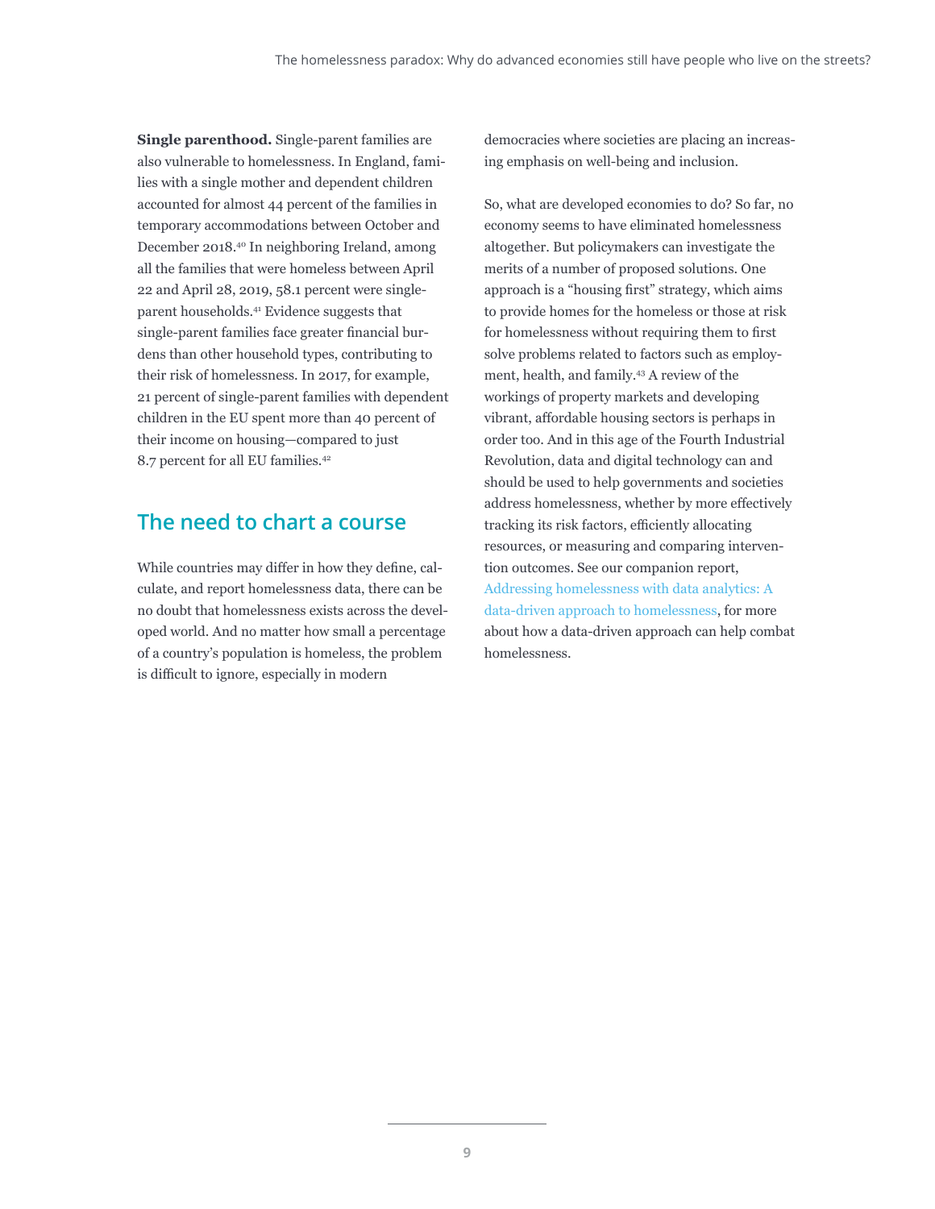**Single parenthood.** Single-parent families are also vulnerable to homelessness. In England, families with a single mother and dependent children accounted for almost 44 percent of the families in temporary accommodations between October and December 2018.[40] In neighboring Ireland, among all the families that were homeless between April 22 and April 28, 2019, 58.1 percent were single-parent households.[41] Evidence suggests that single-parent families face greater financial burdens than other household types, contributing to their risk of homelessness. In 2017, for example, 21 percent of single-parent families with dependent children in the EU spent more than 40 percent of their income on housing—compared to just 8.7 percent for all EU families.[42]

## The need to chart a course

While countries may differ in how they define, calculate, and report homelessness data, there can be no doubt that homelessness exists across the developed world. And no matter how small a percentage of a country's population is homeless, the problem is difficult to ignore, especially in modern democracies where societies are placing an increasing emphasis on well-being and inclusion.

So, what are developed economies to do? So far, no economy seems to have eliminated homelessness altogether. But policymakers can investigate the merits of a number of proposed solutions. One approach is a "housing first" strategy, which aims to provide homes for the homeless or those at risk for homelessness without requiring them to first solve problems related to factors such as employment, health, and family.[43] A review of the workings of property markets and developing vibrant, affordable housing sectors is perhaps in order too. And in this age of the Fourth Industrial Revolution, data and digital technology can and should be used to help governments and societies address homelessness, whether by more effectively tracking its risk factors, efficiently allocating resources, or measuring and comparing intervention outcomes. See our companion report, Addressing homelessness with data analytics: A data-driven approach to homelessness, for more about how a data-driven approach can help combat homelessness.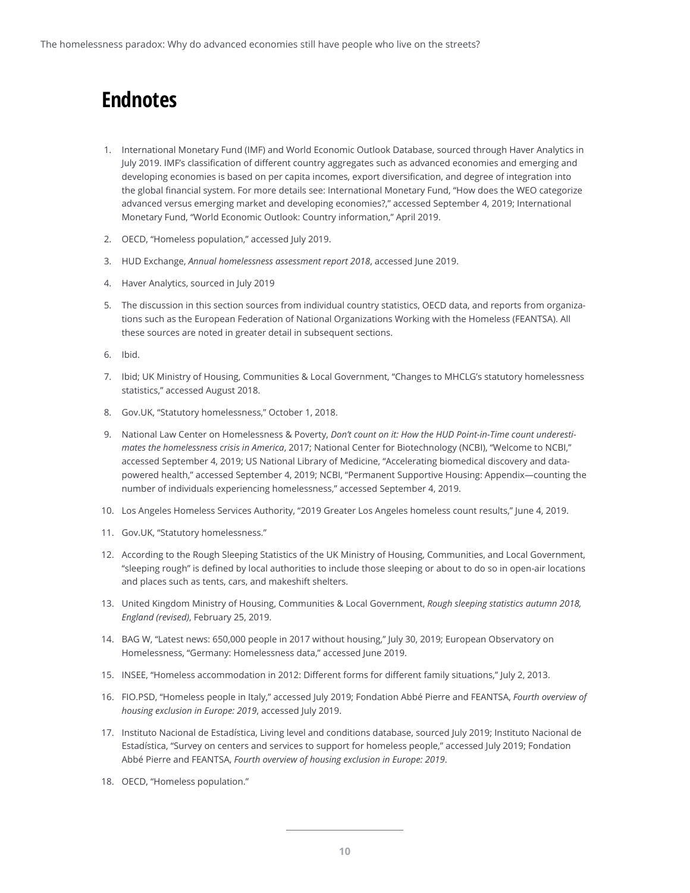# Endnotes

1. International Monetary Fund (IMF) and World Economic Outlook Database, sourced through Haver Analytics in July 2019. IMF's classification of different country aggregates such as advanced economies and emerging and developing economies is based on per capita incomes, export diversification, and degree of integration into the global financial system. For more details see: International Monetary Fund, "How does the WEO categorize advanced versus emerging market and developing economies?," accessed September 4, 2019; International Monetary Fund, "World Economic Outlook: Country information," April 2019.
2. OECD, "Homeless population," accessed July 2019.
3. HUD Exchange, *Annual homelessness assessment report 2018*, accessed June 2019.
4. Haver Analytics, sourced in July 2019
5. The discussion in this section sources from individual country statistics, OECD data, and reports from organizations such as the European Federation of National Organizations Working with the Homeless (FEANTSA). All these sources are noted in greater detail in subsequent sections.
6. Ibid.
7. Ibid; UK Ministry of Housing, Communities & Local Government, "Changes to MHCLG's statutory homelessness statistics," accessed August 2018.
8. Gov.UK, "Statutory homelessness," October 1, 2018.
9. National Law Center on Homelessness & Poverty, *Don't count on it: How the HUD Point-in-Time count underestimates the homelessness crisis in America*, 2017; National Center for Biotechnology (NCBI), "Welcome to NCBI," accessed September 4, 2019; US National Library of Medicine, "Accelerating biomedical discovery and data-powered health," accessed September 4, 2019; NCBI, "Permanent Supportive Housing: Appendix—counting the number of individuals experiencing homelessness," accessed September 4, 2019.
10. Los Angeles Homeless Services Authority, "2019 Greater Los Angeles homeless count results," June 4, 2019.
11. Gov.UK, "Statutory homelessness."
12. According to the Rough Sleeping Statistics of the UK Ministry of Housing, Communities, and Local Government, "sleeping rough" is defined by local authorities to include those sleeping or about to do so in open-air locations and places such as tents, cars, and makeshift shelters.
13. United Kingdom Ministry of Housing, Communities & Local Government, *Rough sleeping statistics autumn 2018, England (revised)*, February 25, 2019.
14. BAG W, "Latest news: 650,000 people in 2017 without housing," July 30, 2019; European Observatory on Homelessness, "Germany: Homelessness data," accessed June 2019.
15. INSEE, "Homeless accommodation in 2012: Different forms for different family situations," July 2, 2013.
16. FIO.PSD, "Homeless people in Italy," accessed July 2019; Fondation Abbé Pierre and FEANTSA, *Fourth overview of housing exclusion in Europe: 2019*, accessed July 2019.
17. Instituto Nacional de Estadística, Living level and conditions database, sourced July 2019; Instituto Nacional de Estadística, "Survey on centers and services to support for homeless people," accessed July 2019; Fondation Abbé Pierre and FEANTSA, *Fourth overview of housing exclusion in Europe: 2019*.
18. OECD, "Homeless population."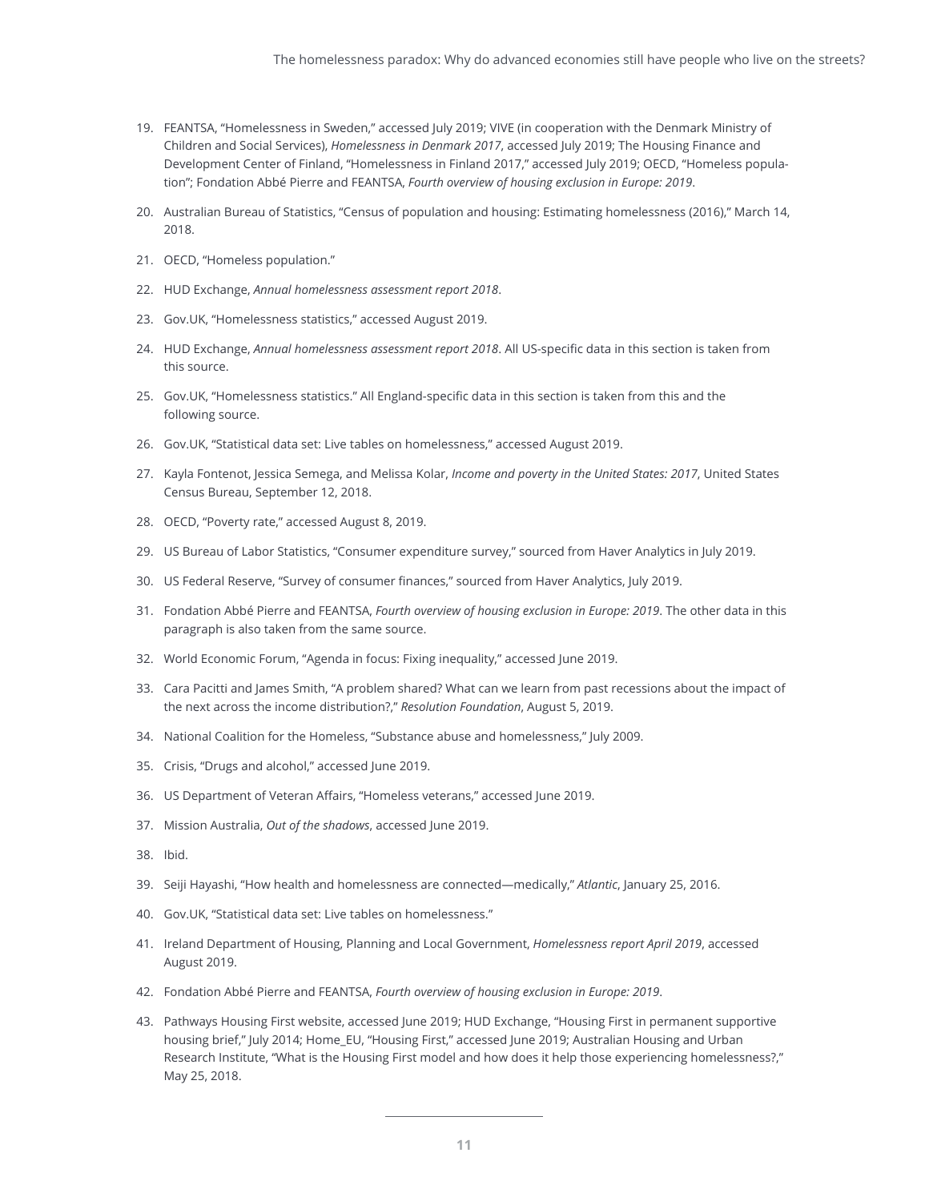19. FEANTSA, "Homelessness in Sweden," accessed July 2019; VIVE (in cooperation with the Denmark Ministry of Children and Social Services), *Homelessness in Denmark 2017*, accessed July 2019; The Housing Finance and Development Center of Finland, "Homelessness in Finland 2017," accessed July 2019; OECD, "Homeless population"; Fondation Abbé Pierre and FEANTSA, *Fourth overview of housing exclusion in Europe: 2019*.
20. Australian Bureau of Statistics, "Census of population and housing: Estimating homelessness (2016)," March 14, 2018.
21. OECD, "Homeless population."
22. HUD Exchange, *Annual homelessness assessment report 2018*.
23. Gov.UK, "Homelessness statistics," accessed August 2019.
24. HUD Exchange, *Annual homelessness assessment report 2018*. All US-specific data in this section is taken from this source.
25. Gov.UK, "Homelessness statistics." All England-specific data in this section is taken from this and the following source.
26. Gov.UK, "Statistical data set: Live tables on homelessness," accessed August 2019.
27. Kayla Fontenot, Jessica Semega, and Melissa Kolar, *Income and poverty in the United States: 2017*, United States Census Bureau, September 12, 2018.
28. OECD, "Poverty rate," accessed August 8, 2019.
29. US Bureau of Labor Statistics, "Consumer expenditure survey," sourced from Haver Analytics in July 2019.
30. US Federal Reserve, "Survey of consumer finances," sourced from Haver Analytics, July 2019.
31. Fondation Abbé Pierre and FEANTSA, *Fourth overview of housing exclusion in Europe: 2019*. The other data in this paragraph is also taken from the same source.
32. World Economic Forum, "Agenda in focus: Fixing inequality," accessed June 2019.
33. Cara Pacitti and James Smith, "A problem shared? What can we learn from past recessions about the impact of the next across the income distribution?," *Resolution Foundation*, August 5, 2019.
34. National Coalition for the Homeless, "Substance abuse and homelessness," July 2009.
35. Crisis, "Drugs and alcohol," accessed June 2019.
36. US Department of Veteran Affairs, "Homeless veterans," accessed June 2019.
37. Mission Australia, *Out of the shadows*, accessed June 2019.
38. Ibid.
39. Seiji Hayashi, "How health and homelessness are connected—medically," *Atlantic*, January 25, 2016.
40. Gov.UK, "Statistical data set: Live tables on homelessness."
41. Ireland Department of Housing, Planning and Local Government, *Homelessness report April 2019*, accessed August 2019.
42. Fondation Abbé Pierre and FEANTSA, *Fourth overview of housing exclusion in Europe: 2019*.
43. Pathways Housing First website, accessed June 2019; HUD Exchange, "Housing First in permanent supportive housing brief," July 2014; Home_EU, "Housing First," accessed June 2019; Australian Housing and Urban Research Institute, "What is the Housing First model and how does it help those experiencing homelessness?," May 25, 2018.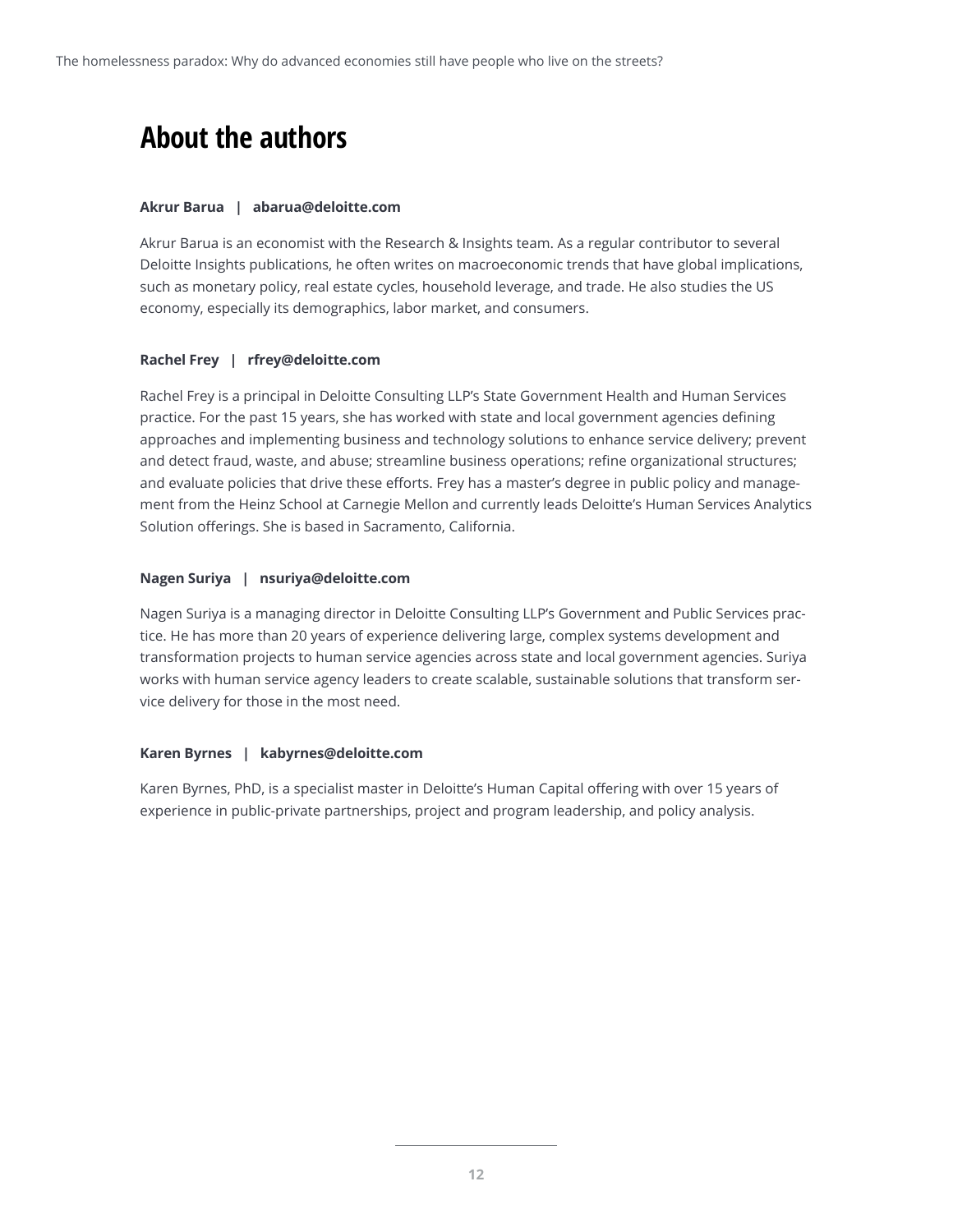## About the authors

**Akrur Barua | abarua@deloitte.com**

Akrur Barua is an economist with the Research & Insights team. As a regular contributor to several Deloitte Insights publications, he often writes on macroeconomic trends that have global implications, such as monetary policy, real estate cycles, household leverage, and trade. He also studies the US economy, especially its demographics, labor market, and consumers.

**Rachel Frey | rfrey@deloitte.com**

Rachel Frey is a principal in Deloitte Consulting LLP's State Government Health and Human Services practice. For the past 15 years, she has worked with state and local government agencies defining approaches and implementing business and technology solutions to enhance service delivery; prevent and detect fraud, waste, and abuse; streamline business operations; refine organizational structures; and evaluate policies that drive these efforts. Frey has a master's degree in public policy and management from the Heinz School at Carnegie Mellon and currently leads Deloitte's Human Services Analytics Solution offerings. She is based in Sacramento, California.

**Nagen Suriya | nsuriya@deloitte.com**

Nagen Suriya is a managing director in Deloitte Consulting LLP's Government and Public Services practice. He has more than 20 years of experience delivering large, complex systems development and transformation projects to human service agencies across state and local government agencies. Suriya works with human service agency leaders to create scalable, sustainable solutions that transform service delivery for those in the most need.

**Karen Byrnes | kabyrnes@deloitte.com**

Karen Byrnes, PhD, is a specialist master in Deloitte's Human Capital offering with over 15 years of experience in public-private partnerships, project and program leadership, and policy analysis.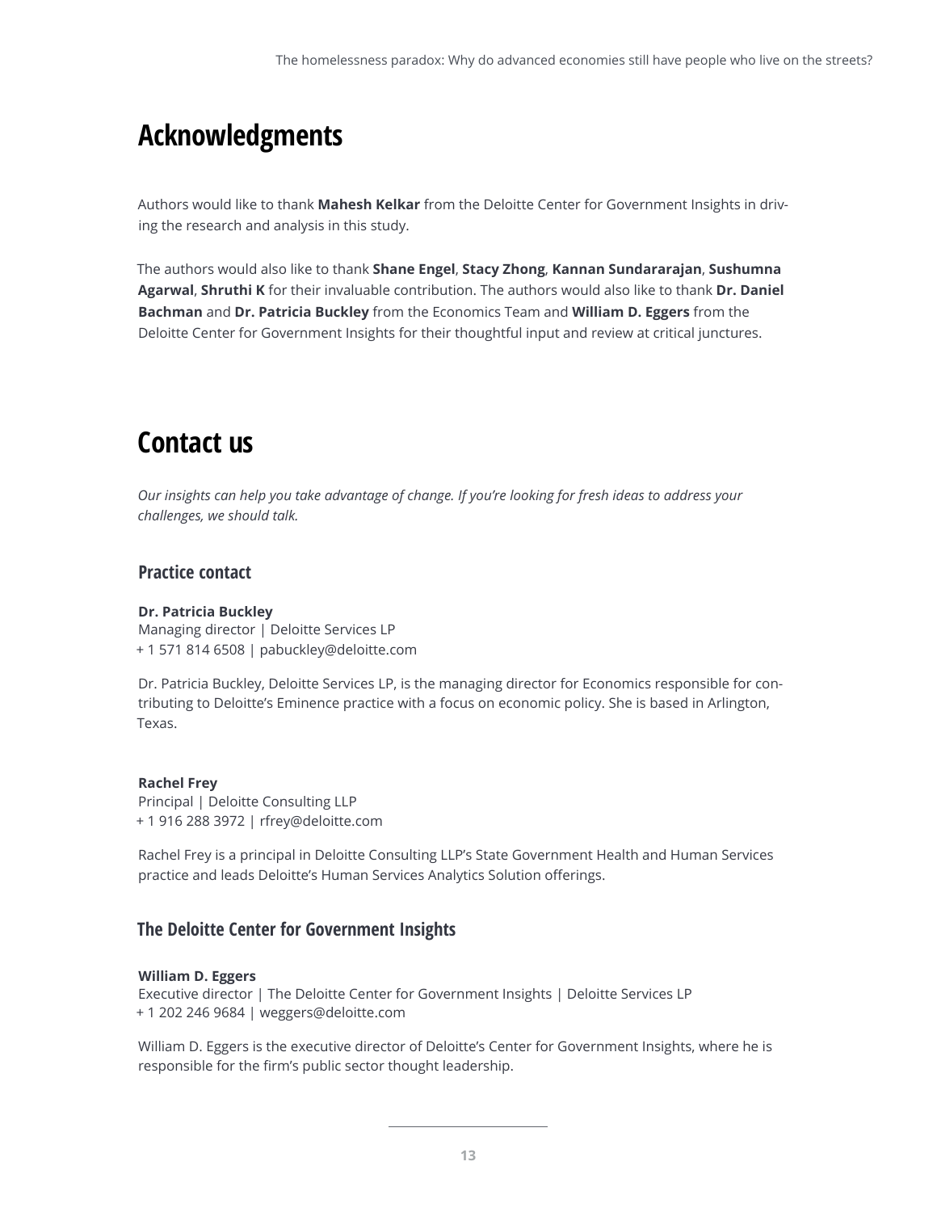## Acknowledgments

Authors would like to thank **Mahesh Kelkar** from the Deloitte Center for Government Insights in driving the research and analysis in this study.

The authors would also like to thank **Shane Engel**, **Stacy Zhong**, **Kannan Sundararajan**, **Sushumna Agarwal**, **Shruthi K** for their invaluable contribution. The authors would also like to thank **Dr. Daniel Bachman** and **Dr. Patricia Buckley** from the Economics Team and **William D. Eggers** from the Deloitte Center for Government Insights for their thoughtful input and review at critical junctures.

## Contact us

*Our insights can help you take advantage of change. If you're looking for fresh ideas to address your challenges, we should talk.*

### Practice contact

**Dr. Patricia Buckley**
Managing director | Deloitte Services LP
+ 1 571 814 6508 | pabuckley@deloitte.com

Dr. Patricia Buckley, Deloitte Services LP, is the managing director for Economics responsible for contributing to Deloitte's Eminence practice with a focus on economic policy. She is based in Arlington, Texas.

**Rachel Frey**
Principal | Deloitte Consulting LLP
+ 1 916 288 3972 | rfrey@deloitte.com

Rachel Frey is a principal in Deloitte Consulting LLP's State Government Health and Human Services practice and leads Deloitte's Human Services Analytics Solution offerings.

### The Deloitte Center for Government Insights

**William D. Eggers**
Executive director | The Deloitte Center for Government Insights | Deloitte Services LP
+ 1 202 246 9684 | weggers@deloitte.com

William D. Eggers is the executive director of Deloitte's Center for Government Insights, where he is responsible for the firm's public sector thought leadership.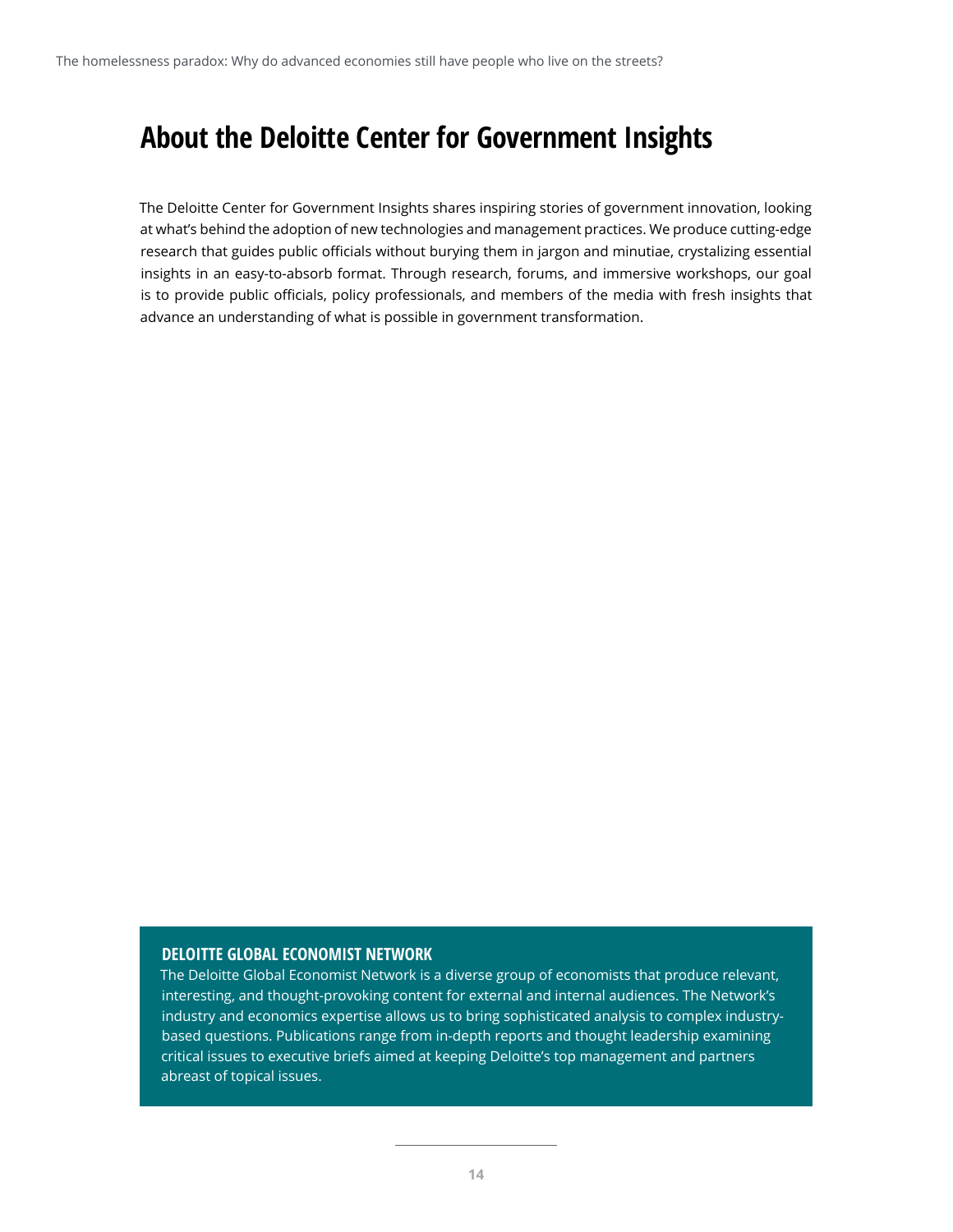# About the Deloitte Center for Government Insights

The Deloitte Center for Government Insights shares inspiring stories of government innovation, looking at what's behind the adoption of new technologies and management practices. We produce cutting-edge research that guides public officials without burying them in jargon and minutiae, crystalizing essential insights in an easy-to-absorb format. Through research, forums, and immersive workshops, our goal is to provide public officials, policy professionals, and members of the media with fresh insights that advance an understanding of what is possible in government transformation.

**DELOITTE GLOBAL ECONOMIST NETWORK**

The Deloitte Global Economist Network is a diverse group of economists that produce relevant, interesting, and thought-provoking content for external and internal audiences. The Network's industry and economics expertise allows us to bring sophisticated analysis to complex industry-based questions. Publications range from in-depth reports and thought leadership examining critical issues to executive briefs aimed at keeping Deloitte's top management and partners abreast of topical issues.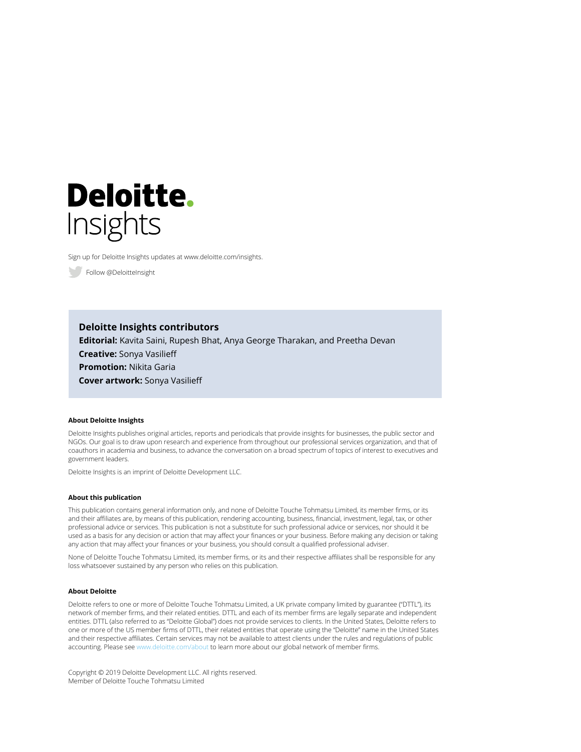**Deloitte.**
Insights

Sign up for Deloitte Insights updates at www.deloitte.com/insights.

Follow @DeloitteInsight

**Deloitte Insights contributors**
**Editorial:** Kavita Saini, Rupesh Bhat, Anya George Tharakan, and Preetha Devan
**Creative:** Sonya Vasilieff
**Promotion:** Nikita Garia
**Cover artwork:** Sonya Vasilieff

**About Deloitte Insights**

Deloitte Insights publishes original articles, reports and periodicals that provide insights for businesses, the public sector and NGOs. Our goal is to draw upon research and experience from throughout our professional services organization, and that of coauthors in academia and business, to advance the conversation on a broad spectrum of topics of interest to executives and government leaders.

Deloitte Insights is an imprint of Deloitte Development LLC.

**About this publication**

This publication contains general information only, and none of Deloitte Touche Tohmatsu Limited, its member firms, or its and their affiliates are, by means of this publication, rendering accounting, business, financial, investment, legal, tax, or other professional advice or services. This publication is not a substitute for such professional advice or services, nor should it be used as a basis for any decision or action that may affect your finances or your business. Before making any decision or taking any action that may affect your finances or your business, you should consult a qualified professional adviser.

None of Deloitte Touche Tohmatsu Limited, its member firms, or its and their respective affiliates shall be responsible for any loss whatsoever sustained by any person who relies on this publication.

**About Deloitte**

Deloitte refers to one or more of Deloitte Touche Tohmatsu Limited, a UK private company limited by guarantee ("DTTL"), its network of member firms, and their related entities. DTTL and each of its member firms are legally separate and independent entities. DTTL (also referred to as "Deloitte Global") does not provide services to clients. In the United States, Deloitte refers to one or more of the US member firms of DTTL, their related entities that operate using the "Deloitte" name in the United States and their respective affiliates. Certain services may not be available to attest clients under the rules and regulations of public accounting. Please see www.deloitte.com/about to learn more about our global network of member firms.

Copyright © 2019 Deloitte Development LLC. All rights reserved.
Member of Deloitte Touche Tohmatsu Limited